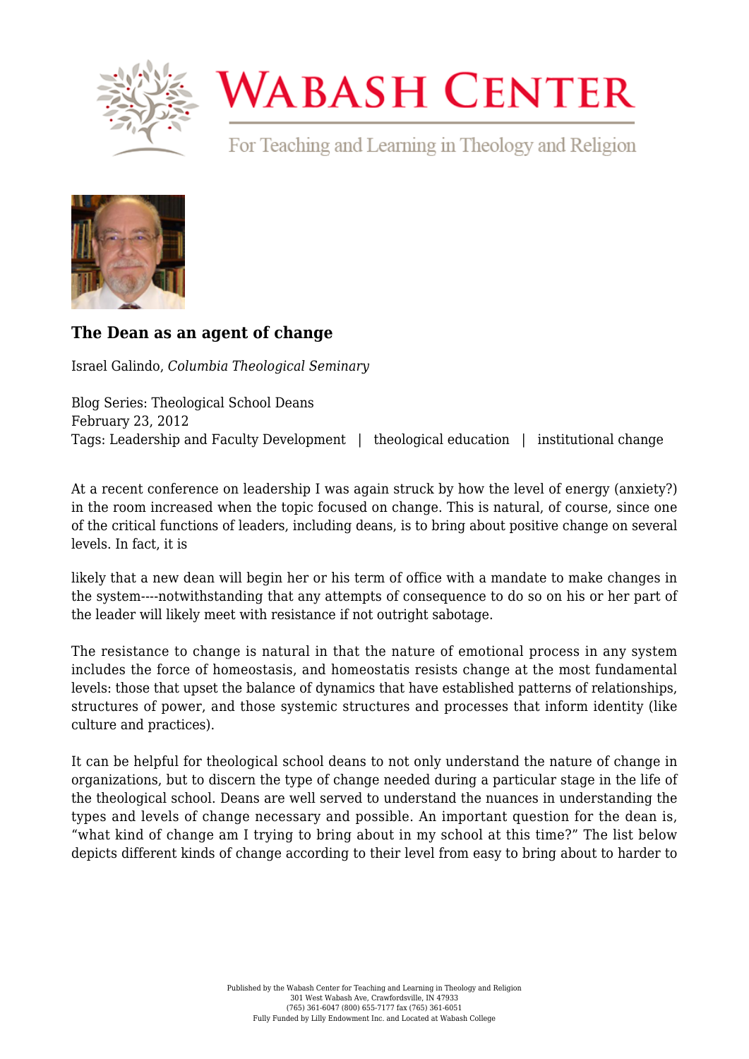# Wabash Center

For Teaching and Learning in Theology and Religion

## The Dean as an agent of change

Israel Galindo, *Columbia Theological Seminary*

Blog Series: Theological School Deans
February 23, 2012
Tags: Leadership and Faculty Development | theological education | institutional change

At a recent conference on leadership I was again struck by how the level of energy (anxiety?) in the room increased when the topic focused on change. This is natural, of course, since one of the critical functions of leaders, including deans, is to bring about positive change on several levels. In fact, it is likely that a new dean will begin her or his term of office with a mandate to make changes in the system----notwithstanding that any attempts of consequence to do so on his or her part of the leader will likely meet with resistance if not outright sabotage.

The resistance to change is natural in that the nature of emotional process in any system includes the force of homeostasis, and homeostatis resists change at the most fundamental levels: those that upset the balance of dynamics that have established patterns of relationships, structures of power, and those systemic structures and processes that inform identity (like culture and practices).

It can be helpful for theological school deans to not only understand the nature of change in organizations, but to discern the type of change needed during a particular stage in the life of the theological school. Deans are well served to understand the nuances in understanding the types and levels of change necessary and possible. An important question for the dean is, "what kind of change am I trying to bring about in my school at this time?" The list below depicts different kinds of change according to their level from easy to bring about to harder to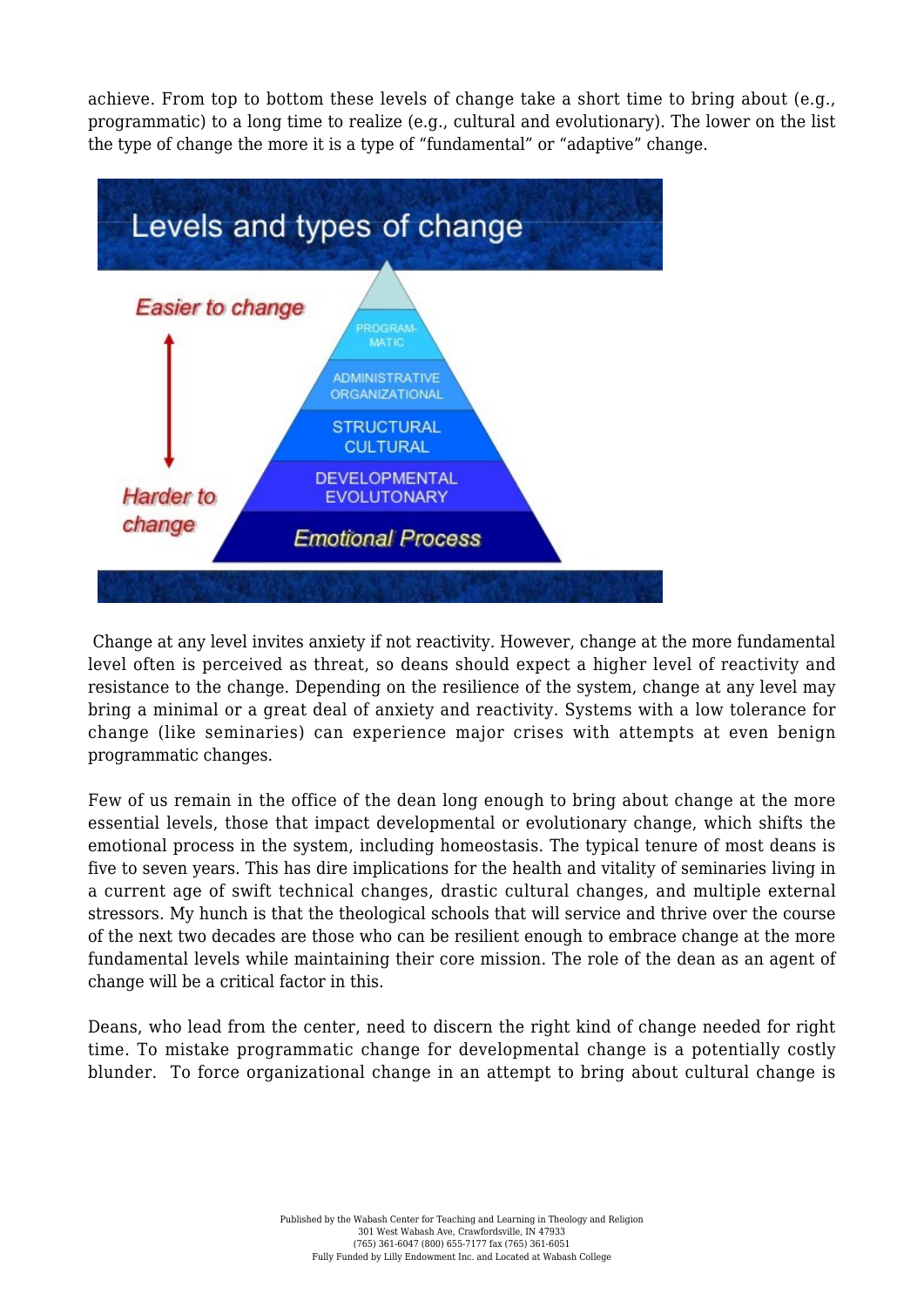achieve. From top to bottom these levels of change take a short time to bring about (e.g., programmatic) to a long time to realize (e.g., cultural and evolutionary). The lower on the list the type of change the more it is a type of "fundamental" or "adaptive" change.

Levels and types of change

*Easier to change*

*Harder to change*

- PROGRAMMATIC
- ADMINISTRATIVE ORGANIZATIONAL
- STRUCTURAL CULTURAL
- DEVELOPMENTAL EVOLUTONARY
- *Emotional Process*

Change at any level invites anxiety if not reactivity. However, change at the more fundamental level often is perceived as threat, so deans should expect a higher level of reactivity and resistance to the change. Depending on the resilience of the system, change at any level may bring a minimal or a great deal of anxiety and reactivity. Systems with a low tolerance for change (like seminaries) can experience major crises with attempts at even benign programmatic changes.

Few of us remain in the office of the dean long enough to bring about change at the more essential levels, those that impact developmental or evolutionary change, which shifts the emotional process in the system, including homeostasis. The typical tenure of most deans is five to seven years. This has dire implications for the health and vitality of seminaries living in a current age of swift technical changes, drastic cultural changes, and multiple external stressors. My hunch is that the theological schools that will service and thrive over the course of the next two decades are those who can be resilient enough to embrace change at the more fundamental levels while maintaining their core mission. The role of the dean as an agent of change will be a critical factor in this.

Deans, who lead from the center, need to discern the right kind of change needed for right time. To mistake programmatic change for developmental change is a potentially costly blunder. To force organizational change in an attempt to bring about cultural change is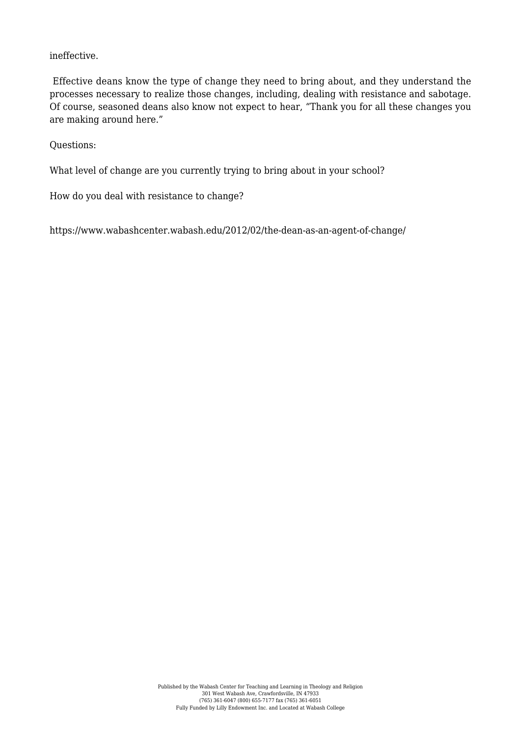ineffective.

Effective deans know the type of change they need to bring about, and they understand the processes necessary to realize those changes, including, dealing with resistance and sabotage. Of course, seasoned deans also know not expect to hear, “Thank you for all these changes you are making around here.”

Questions:

What level of change are you currently trying to bring about in your school?

How do you deal with resistance to change?

https://www.wabashcenter.wabash.edu/2012/02/the-dean-as-an-agent-of-change/